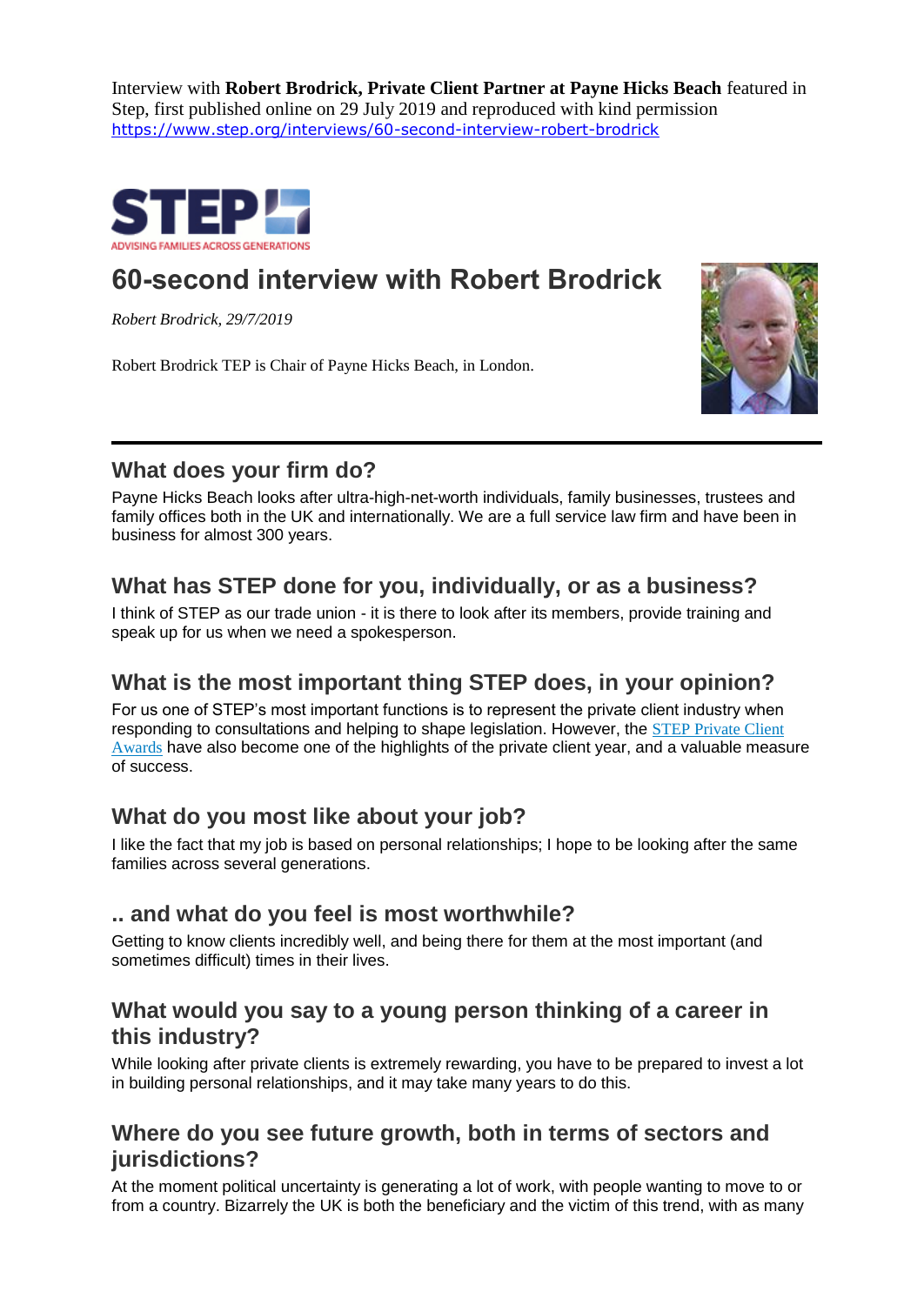Interview with **Robert Brodrick, Private Client Partner at Payne Hicks Beach** featured in Step, first published online on 29 July 2019 and reproduced with kind permission
https://www.step.org/interviews/60-second-interview-robert-brodrick

STEP
ADVISING FAMILIES ACROSS GENERATIONS

# 60-second interview with Robert Brodrick

*Robert Brodrick, 29/7/2019*

Robert Brodrick TEP is Chair of Payne Hicks Beach, in London.

---

## What does your firm do?

Payne Hicks Beach looks after ultra-high-net-worth individuals, family businesses, trustees and family offices both in the UK and internationally. We are a full service law firm and have been in business for almost 300 years.

## What has STEP done for you, individually, or as a business?

I think of STEP as our trade union - it is there to look after its members, provide training and speak up for us when we need a spokesperson.

## What is the most important thing STEP does, in your opinion?

For us one of STEP's most important functions is to represent the private client industry when responding to consultations and helping to shape legislation. However, the STEP Private Client Awards have also become one of the highlights of the private client year, and a valuable measure of success.

## What do you most like about your job?

I like the fact that my job is based on personal relationships; I hope to be looking after the same families across several generations.

## .. and what do you feel is most worthwhile?

Getting to know clients incredibly well, and being there for them at the most important (and sometimes difficult) times in their lives.

## What would you say to a young person thinking of a career in this industry?

While looking after private clients is extremely rewarding, you have to be prepared to invest a lot in building personal relationships, and it may take many years to do this.

## Where do you see future growth, both in terms of sectors and jurisdictions?

At the moment political uncertainty is generating a lot of work, with people wanting to move to or from a country. Bizarrely the UK is both the beneficiary and the victim of this trend, with as many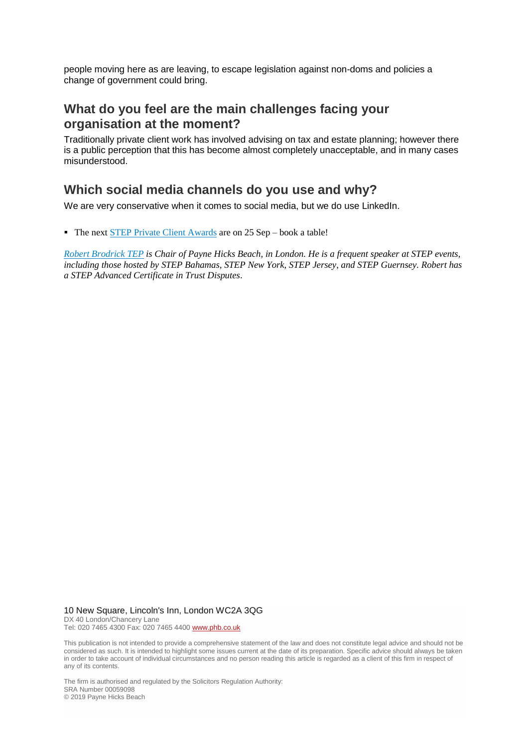people moving here as are leaving, to escape legislation against non-doms and policies a change of government could bring.

## What do you feel are the main challenges facing your organisation at the moment?

Traditionally private client work has involved advising on tax and estate planning; however there is a public perception that this has become almost completely unacceptable, and in many cases misunderstood.

## Which social media channels do you use and why?

We are very conservative when it comes to social media, but we do use LinkedIn.

- The next STEP Private Client Awards are on 25 Sep – book a table!

*Robert Brodrick TEP is Chair of Payne Hicks Beach, in London. He is a frequent speaker at STEP events, including those hosted by STEP Bahamas, STEP New York, STEP Jersey, and STEP Guernsey. Robert has a STEP Advanced Certificate in Trust Disputes.*

10 New Square, Lincoln's Inn, London WC2A 3QG
DX 40 London/Chancery Lane
Tel: 020 7465 4300 Fax: 020 7465 4400 www.phb.co.uk

This publication is not intended to provide a comprehensive statement of the law and does not constitute legal advice and should not be considered as such. It is intended to highlight some issues current at the date of its preparation. Specific advice should always be taken in order to take account of individual circumstances and no person reading this article is regarded as a client of this firm in respect of any of its contents.

The firm is authorised and regulated by the Solicitors Regulation Authority:
SRA Number 00059098
© 2019 Payne Hicks Beach